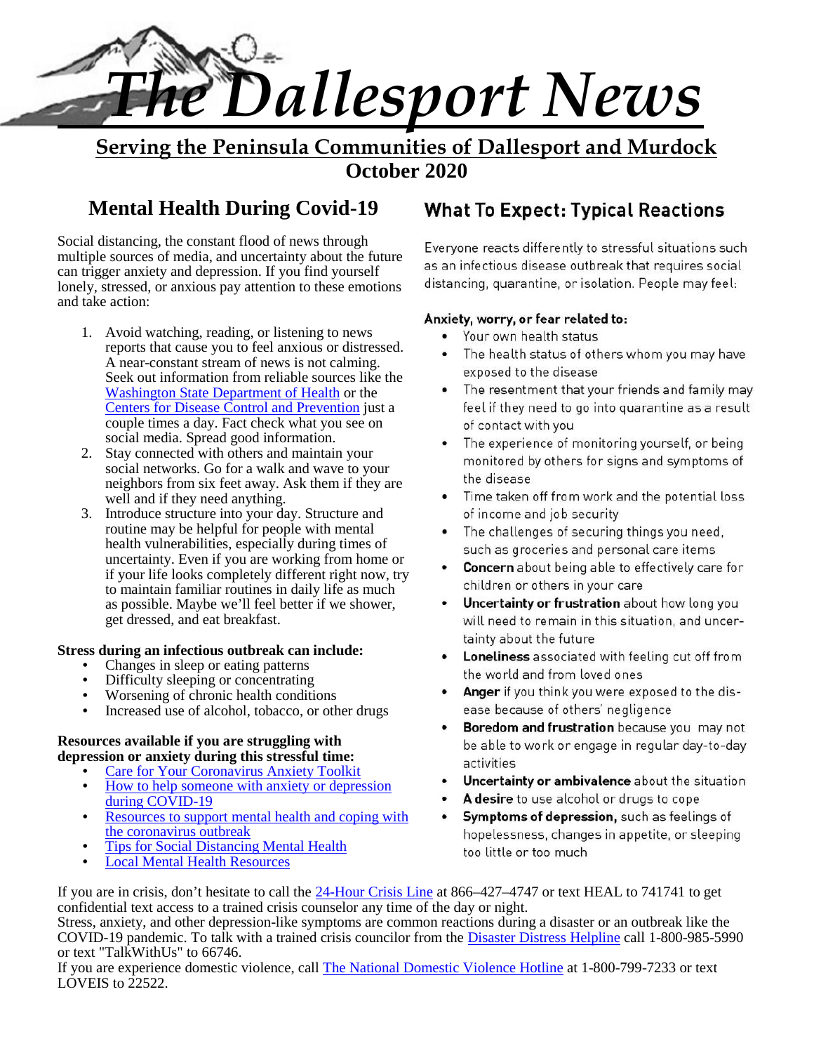# The Dallesport News

**Serving the Peninsula Communities of Dallesport and Murdock**

**October 2020**

## Mental Health During Covid-19

Social distancing, the constant flood of news through multiple sources of media, and uncertainty about the future can trigger anxiety and depression. If you find yourself lonely, stressed, or anxious pay attention to these emotions and take action:

1. Avoid watching, reading, or listening to news reports that cause you to feel anxious or distressed. A near-constant stream of news is not calming. Seek out information from reliable sources like the Washington State Department of Health or the Centers for Disease Control and Prevention just a couple times a day. Fact check what you see on social media. Spread good information.
2. Stay connected with others and maintain your social networks. Go for a walk and wave to your neighbors from six feet away. Ask them if they are well and if they need anything.
3. Introduce structure into your day. Structure and routine may be helpful for people with mental health vulnerabilities, especially during times of uncertainty. Even if you are working from home or if your life looks completely different right now, try to maintain familiar routines in daily life as much as possible. Maybe we'll feel better if we shower, get dressed, and eat breakfast.

**Stress during an infectious outbreak can include:**

- Changes in sleep or eating patterns
- Difficulty sleeping or concentrating
- Worsening of chronic health conditions
- Increased use of alcohol, tobacco, or other drugs

**Resources available if you are struggling with depression or anxiety during this stressful time:**

- Care for Your Coronavirus Anxiety Toolkit
- How to help someone with anxiety or depression during COVID-19
- Resources to support mental health and coping with the coronavirus outbreak
- Tips for Social Distancing Mental Health
- Local Mental Health Resources

## What To Expect: Typical Reactions

Everyone reacts differently to stressful situations such as an infectious disease outbreak that requires social distancing, quarantine, or isolation. People may feel:

**Anxiety, worry, or fear related to:**

- Your own health status
- The health status of others whom you may have exposed to the disease
- The resentment that your friends and family may feel if they need to go into quarantine as a result of contact with you
- The experience of monitoring yourself, or being monitored by others for signs and symptoms of the disease
- Time taken off from work and the potential loss of income and job security
- The challenges of securing things you need, such as groceries and personal care items
- **Concern** about being able to effectively care for children or others in your care
- **Uncertainty or frustration** about how long you will need to remain in this situation, and uncertainty about the future
- **Loneliness** associated with feeling cut off from the world and from loved ones
- **Anger** if you think you were exposed to the disease because of others' negligence
- **Boredom and frustration** because you may not be able to work or engage in regular day-to-day activities
- **Uncertainty or ambivalence** about the situation
- **A desire** to use alcohol or drugs to cope
- **Symptoms of depression,** such as feelings of hopelessness, changes in appetite, or sleeping too little or too much

If you are in crisis, don't hesitate to call the 24-Hour Crisis Line at 866–427–4747 or text HEAL to 741741 to get confidential text access to a trained crisis counselor any time of the day or night.

Stress, anxiety, and other depression-like symptoms are common reactions during a disaster or an outbreak like the COVID-19 pandemic. To talk with a trained crisis councilor from the Disaster Distress Helpline call 1-800-985-5990 or text "TalkWithUs" to 66746.

If you are experience domestic violence, call The National Domestic Violence Hotline at 1-800-799-7233 or text LOVEIS to 22522.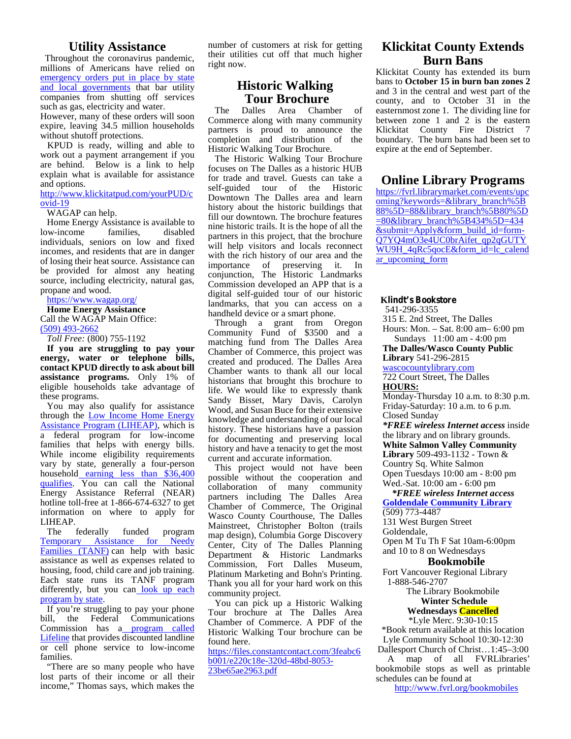## Utility Assistance

Throughout the coronavirus pandemic, millions of Americans have relied on emergency orders put in place by state and local governments that bar utility companies from shutting off services such as gas, electricity and water. However, many of these orders will soon expire, leaving 34.5 million households without shutoff protections.

KPUD is ready, willing and able to work out a payment arrangement if you are behind. Below is a link to help explain what is available for assistance and options.

http://www.klickitatpud.com/yourPUD/covid-19

WAGAP can help.

Home Energy Assistance is available to low-income families, disabled individuals, seniors on low and fixed incomes, and residents that are in danger of losing their heat source. Assistance can be provided for almost any heating source, including electricity, natural gas, propane and wood.

https://www.wagap.org/

**Home Energy Assistance**

Call the WAGAP Main Office:

(509) 493-2662

*Toll Free:* (800) 755-1192

**If you are struggling to pay your energy, water or telephone bills, contact KPUD directly to ask about bill assistance programs.** Only 1% of eligible households take advantage of these programs.

You may also qualify for assistance through the Low Income Home Energy Assistance Program (LIHEAP), which is a federal program for low-income families that helps with energy bills. While income eligibility requirements vary by state, generally a four-person household earning less than $36,400 qualifies. You can call the National Energy Assistance Referral (NEAR) hotline toll-free at 1-866-674-6327 to get information on where to apply for LIHEAP.

The federally funded program Temporary Assistance for Needy Families (TANF) can help with basic assistance as well as expenses related to housing, food, child care and job training. Each state runs its TANF program differently, but you can look up each program by state.

If you're struggling to pay your phone bill, the Federal Communications Commission has a program called Lifeline that provides discounted landline or cell phone service to low-income families.

"There are so many people who have lost parts of their income or all their income," Thomas says, which makes the number of customers at risk for getting their utilities cut off that much higher right now.

## Historic Walking Tour Brochure

The Dalles Area Chamber of Commerce along with many community partners is proud to announce the completion and distribution of the Historic Walking Tour Brochure.

The Historic Walking Tour Brochure focuses on The Dalles as a historic HUB for trade and travel. Guests can take a self-guided tour of the Historic Downtown The Dalles area and learn history about the historic buildings that fill our downtown. The brochure features nine historic trails. It is the hope of all the partners in this project, that the brochure will help visitors and locals reconnect with the rich history of our area and the importance of preserving it. In conjunction, The Historic Landmarks Commission developed an APP that is a digital self-guided tour of our historic landmarks, that you can access on a handheld device or a smart phone.

Through a grant from Oregon Community Fund of $3500 and a matching fund from The Dalles Area Chamber of Commerce, this project was created and produced. The Dalles Area Chamber wants to thank all our local historians that brought this brochure to life. We would like to expressly thank Sandy Bisset, Mary Davis, Carolyn Wood, and Susan Buce for their extensive knowledge and understanding of our local history. These historians have a passion for documenting and preserving local history and have a tenacity to get the most current and accurate information.

This project would not have been possible without the cooperation and collaboration of many community partners including The Dalles Area Chamber of Commerce, The Original Wasco County Courthouse, The Dalles Mainstreet, Christopher Bolton (trails map design), Columbia Gorge Discovery Center, City of The Dalles Planning Department & Historic Landmarks Commission, Fort Dalles Museum, Platinum Marketing and Bohn's Printing. Thank you all for your hard work on this community project.

You can pick up a Historic Walking Tour brochure at The Dalles Area Chamber of Commerce. A PDF of the Historic Walking Tour brochure can be found here.

https://files.constantcontact.com/3feabc6b001/e220c18e-320d-48bd-8053-23be65ae2963.pdf

## Klickitat County Extends Burn Bans

Klickitat County has extended its burn bans to **October 15 in burn ban zones 2** and 3 in the central and west part of the county, and to October 31 in the easternmost zone 1. The dividing line for between zone 1 and 2 is the eastern Klickitat County Fire District 7 boundary. The burn bans had been set to expire at the end of September.

## Online Library Programs

https://fvrl.librarymarket.com/events/upcoming?keywords=&library_branch%5B88%5D=88&library_branch%5B80%5D=80&library_branch%5B434%5D=434&submit=Apply&form_build_id=form-Q7YQ4mO3e4UC0brAifet_qp2qGUTYWU9H_4qRc5qocE&form_id=lc_calendar_upcoming_form

**Klindt's Bookstore**

541-296-3355

315 E. 2nd Street, The Dalles

Hours: Mon. – Sat. 8:00 am– 6:00 pm

Sundays 11:00 am - 4:00 pm

**The Dalles/Wasco County Public Library** 541-296-2815

wascocountylibrary.com

722 Court Street, The Dalles

**HOURS:**

Monday-Thursday 10 a.m. to 8:30 p.m.

Friday-Saturday: 10 a.m. to 6 p.m.

Closed Sunday

***\*FREE wireless Internet access*** inside the library and on library grounds.

**White Salmon Valley Community Library** 509-493-1132 - Town & Country Sq. White Salmon

Open Tuesdays 10:00 am - 8:00 pm

Wed.-Sat. 10:00 am - 6:00 pm

***\*FREE wireless Internet access***

**Goldendale Community Library**

(509) 773-4487

131 West Burgen Street

Goldendale,

Open M Tu Th F Sat 10am-6:00pm and 10 to 8 on Wednesdays

### Bookmobile

Fort Vancouver Regional Library

1-888-546-2707

The Library Bookmobile

**Winter Schedule**

**Wednesdays Cancelled**

\*Lyle Merc. 9:30-10:15

\*Book return available at this location

Lyle Community School 10:30-12:30

Dallesport Church of Christ…1:45–3:00

A map of all FVRLibraries' bookmobile stops as well as printable schedules can be found at

http://www.fvrl.org/bookmobiles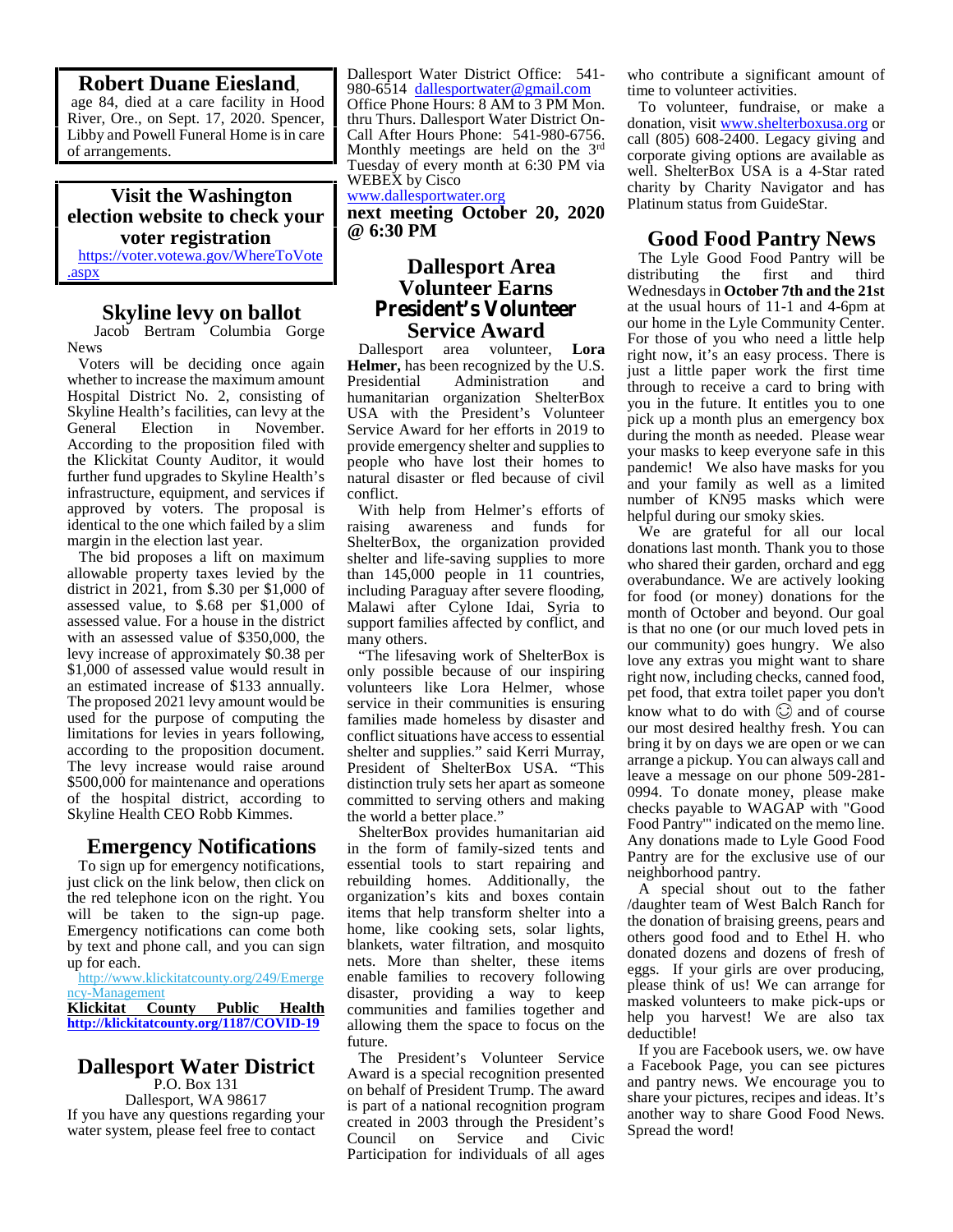**Robert Duane Eiesland**, age 84, died at a care facility in Hood River, Ore., on Sept. 17, 2020. Spencer, Libby and Powell Funeral Home is in care of arrangements.

## Visit the Washington election website to check your voter registration

https://voter.votewa.gov/WhereToVote.aspx

## Skyline levy on ballot

Jacob Bertram Columbia Gorge News

Voters will be deciding once again whether to increase the maximum amount Hospital District No. 2, consisting of Skyline Health's facilities, can levy at the General Election in November. According to the proposition filed with the Klickitat County Auditor, it would further fund upgrades to Skyline Health's infrastructure, equipment, and services if approved by voters. The proposal is identical to the one which failed by a slim margin in the election last year.

The bid proposes a lift on maximum allowable property taxes levied by the district in 2021, from $.30 per $1,000 of assessed value, to $.68 per $1,000 of assessed value. For a house in the district with an assessed value of $350,000, the levy increase of approximately $0.38 per $1,000 of assessed value would result in an estimated increase of $133 annually. The proposed 2021 levy amount would be used for the purpose of computing the limitations for levies in years following, according to the proposition document. The levy increase would raise around $500,000 for maintenance and operations of the hospital district, according to Skyline Health CEO Robb Kimmes.

## Emergency Notifications

To sign up for emergency notifications, just click on the link below, then click on the red telephone icon on the right. You will be taken to the sign-up page. Emergency notifications can come both by text and phone call, and you can sign up for each.

http://www.klickitatcounty.org/249/Emergency-Management

**Klickitat County Public Health**
**http://klickitatcounty.org/1187/COVID-19**

## Dallesport Water District

P.O. Box 131
Dallesport, WA 98617

If you have any questions regarding your water system, please feel free to contact Dallesport Water District Office: 541-980-6514 dallesportwater@gmail.com Office Phone Hours: 8 AM to 3 PM Mon. thru Thurs. Dallesport Water District On-Call After Hours Phone: 541-980-6756. Monthly meetings are held on the 3rd Tuesday of every month at 6:30 PM via WEBEX by Cisco

www.dallesportwater.org

**next meeting October 20, 2020 @ 6:30 PM**

## Dallesport Area Volunteer Earns President's Volunteer Service Award

Dallesport area volunteer, **Lora Helmer,** has been recognized by the U.S. Presidential Administration and humanitarian organization ShelterBox USA with the President's Volunteer Service Award for her efforts in 2019 to provide emergency shelter and supplies to people who have lost their homes to natural disaster or fled because of civil conflict.

With help from Helmer's efforts of raising awareness and funds for ShelterBox, the organization provided shelter and life-saving supplies to more than 145,000 people in 11 countries, including Paraguay after severe flooding, Malawi after Cylone Idai, Syria to support families affected by conflict, and many others.

"The lifesaving work of ShelterBox is only possible because of our inspiring volunteers like Lora Helmer, whose service in their communities is ensuring families made homeless by disaster and conflict situations have access to essential shelter and supplies." said Kerri Murray, President of ShelterBox USA. "This distinction truly sets her apart as someone committed to serving others and making the world a better place."

ShelterBox provides humanitarian aid in the form of family-sized tents and essential tools to start repairing and rebuilding homes. Additionally, the organization's kits and boxes contain items that help transform shelter into a home, like cooking sets, solar lights, blankets, water filtration, and mosquito nets. More than shelter, these items enable families to recovery following disaster, providing a way to keep communities and families together and allowing them the space to focus on the future.

The President's Volunteer Service Award is a special recognition presented on behalf of President Trump. The award is part of a national recognition program created in 2003 through the President's Council on Service and Civic Participation for individuals of all ages who contribute a significant amount of time to volunteer activities.

To volunteer, fundraise, or make a donation, visit www.shelterboxusa.org or call (805) 608-2400. Legacy giving and corporate giving options are available as well. ShelterBox USA is a 4-Star rated charity by Charity Navigator and has Platinum status from GuideStar.

## Good Food Pantry News

The Lyle Good Food Pantry will be distributing the first and third Wednesdays in **October 7th and the 21st** at the usual hours of 11-1 and 4-6pm at our home in the Lyle Community Center. For those of you who need a little help right now, it's an easy process. There is just a little paper work the first time through to receive a card to bring with you in the future. It entitles you to one pick up a month plus an emergency box during the month as needed. Please wear your masks to keep everyone safe in this pandemic! We also have masks for you and your family as well as a limited number of KN95 masks which were helpful during our smoky skies.

We are grateful for all our local donations last month. Thank you to those who shared their garden, orchard and egg overabundance. We are actively looking for food (or money) donations for the month of October and beyond. Our goal is that no one (or our much loved pets in our community) goes hungry. We also love any extras you might want to share right now, including checks, canned food, pet food, that extra toilet paper you don't know what to do with ☺ and of course our most desired healthy fresh. You can bring it by on days we are open or we can arrange a pickup. You can always call and leave a message on our phone 509-281-0994. To donate money, please make checks payable to WAGAP with "Good Food Pantry"' indicated on the memo line. Any donations made to Lyle Good Food Pantry are for the exclusive use of our neighborhood pantry.

A special shout out to the father /daughter team of West Balch Ranch for the donation of braising greens, pears and others good food and to Ethel H. who donated dozens and dozens of fresh of eggs. If your girls are over producing, please think of us! We can arrange for masked volunteers to make pick-ups or help you harvest! We are also tax deductible!

If you are Facebook users, we. ow have a Facebook Page, you can see pictures and pantry news. We encourage you to share your pictures, recipes and ideas. It's another way to share Good Food News. Spread the word!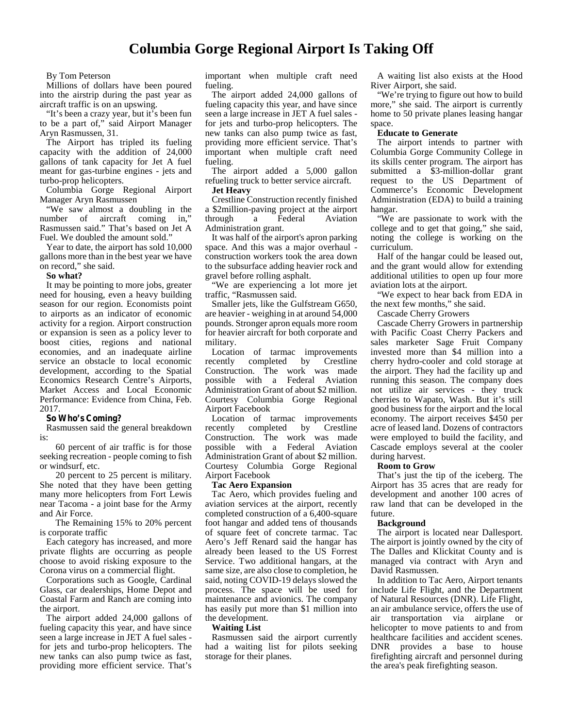# Columbia Gorge Regional Airport Is Taking Off

By Tom Peterson

Millions of dollars have been poured into the airstrip during the past year as aircraft traffic is on an upswing.

"It's been a crazy year, but it's been fun to be a part of," said Airport Manager Aryn Rasmussen, 31.

The Airport has tripled its fueling capacity with the addition of 24,000 gallons of tank capacity for Jet A fuel meant for gas-turbine engines - jets and turbo-prop helicopters.

Columbia Gorge Regional Airport Manager Aryn Rasmussen

"We saw almost a doubling in the number of aircraft coming in," Rasmussen said." That's based on Jet A Fuel. We doubled the amount sold."

Year to date, the airport has sold 10,000 gallons more than in the best year we have on record," she said.

**So what?**

It may be pointing to more jobs, greater need for housing, even a heavy building season for our region. Economists point to airports as an indicator of economic activity for a region. Airport construction or expansion is seen as a policy lever to boost cities, regions and national economies, and an inadequate airline service an obstacle to local economic development, according to the Spatial Economics Research Centre's Airports, Market Access and Local Economic Performance: Evidence from China, Feb. 2017.

**So Who's Coming?**

Rasmussen said the general breakdown is:

60 percent of air traffic is for those seeking recreation - people coming to fish or windsurf, etc.

20 percent to 25 percent is military. She noted that they have been getting many more helicopters from Fort Lewis near Tacoma - a joint base for the Army and Air Force.

The Remaining 15% to 20% percent is corporate traffic

Each category has increased, and more private flights are occurring as people choose to avoid risking exposure to the Corona virus on a commercial flight.

Corporations such as Google, Cardinal Glass, car dealerships, Home Depot and Coastal Farm and Ranch are coming into the airport.

The airport added 24,000 gallons of fueling capacity this year, and have since seen a large increase in JET A fuel sales - for jets and turbo-prop helicopters. The new tanks can also pump twice as fast, providing more efficient service. That's important when multiple craft need fueling.

The airport added 24,000 gallons of fueling capacity this year, and have since seen a large increase in JET A fuel sales - for jets and turbo-prop helicopters. The new tanks can also pump twice as fast, providing more efficient service. That's important when multiple craft need fueling.

The airport added a 5,000 gallon refueling truck to better service aircraft.

**Jet Heavy**

Crestline Construction recently finished a $2million-paving project at the airport through a Federal Aviation Administration grant.

It was half of the airport's apron parking space. And this was a major overhaul - construction workers took the area down to the subsurface adding heavier rock and gravel before rolling asphalt.

"We are experiencing a lot more jet traffic, "Rasmussen said.

Smaller jets, like the Gulfstream G650, are heavier - weighing in at around 54,000 pounds. Stronger apron equals more room for heavier aircraft for both corporate and military.

Location of tarmac improvements recently completed by Crestline Construction. The work was made possible with a Federal Aviation Administration Grant of about $2 million. Courtesy Columbia Gorge Regional Airport Facebook

Location of tarmac improvements recently completed by Crestline Construction. The work was made possible with a Federal Aviation Administration Grant of about $2 million. Courtesy Columbia Gorge Regional Airport Facebook

**Tac Aero Expansion**

Tac Aero, which provides fueling and aviation services at the airport, recently completed construction of a 6,400-square foot hangar and added tens of thousands of square feet of concrete tarmac. Tac Aero's Jeff Renard said the hangar has already been leased to the US Forrest Service. Two additional hangars, at the same size, are also close to completion, he said, noting COVID-19 delays slowed the process. The space will be used for maintenance and avionics. The company has easily put more than $1 million into the development.

**Waiting List**

Rasmussen said the airport currently had a waiting list for pilots seeking storage for their planes.

A waiting list also exists at the Hood River Airport, she said.

"We're trying to figure out how to build more," she said. The airport is currently home to 50 private planes leasing hangar space.

**Educate to Generate**

The airport intends to partner with Columbia Gorge Community College in its skills center program. The airport has submitted a $3-million-dollar grant request to the US Department of Commerce's Economic Development Administration (EDA) to build a training hangar.

"We are passionate to work with the college and to get that going," she said, noting the college is working on the curriculum.

Half of the hangar could be leased out, and the grant would allow for extending additional utilities to open up four more aviation lots at the airport.

"We expect to hear back from EDA in the next few months," she said.

Cascade Cherry Growers

Cascade Cherry Growers in partnership with Pacific Coast Cherry Packers and sales marketer Sage Fruit Company invested more than $4 million into a cherry hydro-cooler and cold storage at the airport. They had the facility up and running this season. The company does not utilize air services - they truck cherries to Wapato, Wash. But it's still good business for the airport and the local economy. The airport receives $450 per acre of leased land. Dozens of contractors were employed to build the facility, and Cascade employs several at the cooler during harvest.

**Room to Grow**

That's just the tip of the iceberg. The Airport has 35 acres that are ready for development and another 100 acres of raw land that can be developed in the future.

**Background**

The airport is located near Dallesport. The airport is jointly owned by the city of The Dalles and Klickitat County and is managed via contract with Aryn and David Rasmussen.

In addition to Tac Aero, Airport tenants include Life Flight, and the Department of Natural Resources (DNR). Life Flight, an air ambulance service, offers the use of air transportation via airplane or helicopter to move patients to and from healthcare facilities and accident scenes. DNR provides a base to house firefighting aircraft and personnel during the area's peak firefighting season.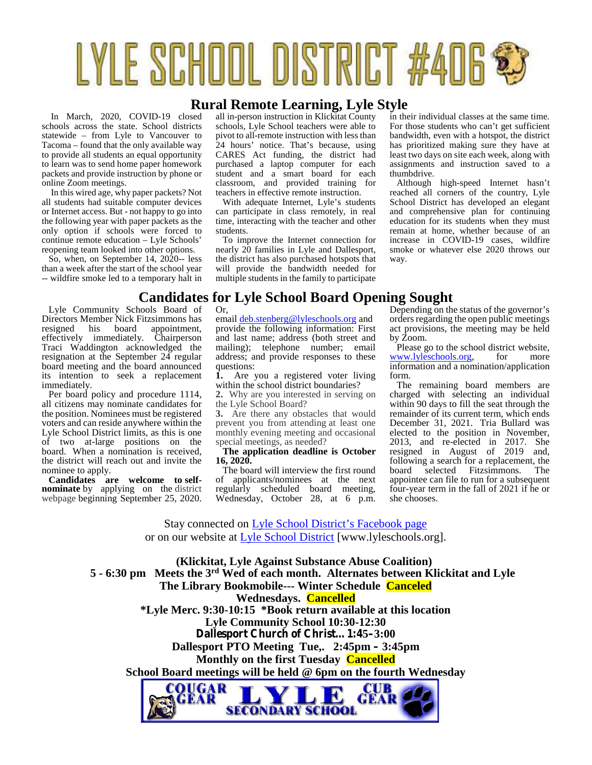# LYLE SCHOOL DISTRICT #406

## Rural Remote Learning, Lyle Style

In March, 2020, COVID-19 closed schools across the state. School districts statewide – from Lyle to Vancouver to Tacoma – found that the only available way to provide all students an equal opportunity to learn was to send home paper homework packets and provide instruction by phone or online Zoom meetings.

In this wired age, why paper packets? Not all students had suitable computer devices or Internet access. But - not happy to go into the following year with paper packets as the only option if schools were forced to continue remote education – Lyle Schools' reopening team looked into other options.

So, when, on September 14, 2020-- less than a week after the start of the school year -- wildfire smoke led to a temporary halt in all in-person instruction in Klickitat County schools, Lyle School teachers were able to pivot to all-remote instruction with less than 24 hours' notice. That's because, using CARES Act funding, the district had purchased a laptop computer for each student and a smart board for each classroom, and provided training for teachers in effective remote instruction.

With adequate Internet, Lyle's students can participate in class remotely, in real time, interacting with the teacher and other students.

To improve the Internet connection for nearly 20 families in Lyle and Dallesport, the district has also purchased hotspots that will provide the bandwidth needed for multiple students in the family to participate in their individual classes at the same time. For those students who can't get sufficient bandwidth, even with a hotspot, the district has prioritized making sure they have at least two days on site each week, along with assignments and instruction saved to a thumbdrive.

Although high-speed Internet hasn't reached all corners of the country, Lyle School District has developed an elegant and comprehensive plan for continuing education for its students when they must remain at home, whether because of an increase in COVID-19 cases, wildfire smoke or whatever else 2020 throws our way.

## Candidates for Lyle School Board Opening Sought

Lyle Community Schools Board of Directors Member Nick Fitzsimmons has resigned his board appointment, effectively immediately. Chairperson Traci Waddington acknowledged the resignation at the September 24 regular board meeting and the board announced its intention to seek a replacement immediately.

Per board policy and procedure 1114, all citizens may nominate candidates for the position. Nominees must be registered voters and can reside anywhere within the Lyle School District limits, as this is one of two at-large positions on the board. When a nomination is received, the district will reach out and invite the nominee to apply.

**Candidates are welcome to self-nominate** by applying on the district webpage beginning September 25, 2020.

Or,

email deb.stenberg@lyleschools.org and provide the following information: First and last name; address (both street and mailing); telephone number; email address; and provide responses to these questions:

**1.** Are you a registered voter living within the school district boundaries?

**2.** Why are you interested in serving on the Lyle School Board?

**3.** Are there any obstacles that would prevent you from attending at least one monthly evening meeting and occasional special meetings, as needed?

**The application deadline is October 16, 2020.**

The board will interview the first round of applicants/nominees at the next regularly scheduled board meeting, Wednesday, October 28, at 6 p.m. Depending on the status of the governor's orders regarding the open public meetings act provisions, the meeting may be held by Zoom.

Please go to the school district website, www.lyleschools.org, for more information and a nomination/application form.

The remaining board members are charged with selecting an individual within 90 days to fill the seat through the remainder of its current term, which ends December 31, 2021. Tria Bullard was elected to the position in November, 2013, and re-elected in 2017. She resigned in August of 2019 and, following a search for a replacement, the board selected Fitzsimmons. The appointee can file to run for a subsequent four-year term in the fall of 2021 if he or she chooses.

Stay connected on Lyle School District's Facebook page
or on our website at Lyle School District [www.lyleschools.org].

**(Klickitat, Lyle Against Substance Abuse Coalition)**
**5 - 6:30 pm Meets the 3rd Wed of each month. Alternates between Klickitat and Lyle**
**The Library Bookmobile--- Winter Schedule Canceled**
**Wednesdays. Cancelled**
**\*Lyle Merc. 9:30-10:15 \*Book return available at this location**
**Lyle Community School 10:30-12:30**
**Dallesport Church of Christ... 1:45-3:00**
**Dallesport PTO Meeting Tue,. 2:45pm – 3:45pm**
**Monthly on the first Tuesday Cancelled**
**School Board meetings will be held @ 6pm on the fourth Wednesday**

COUGAR GEAR LYLE CUB GEAR
SECONDARY SCHOOL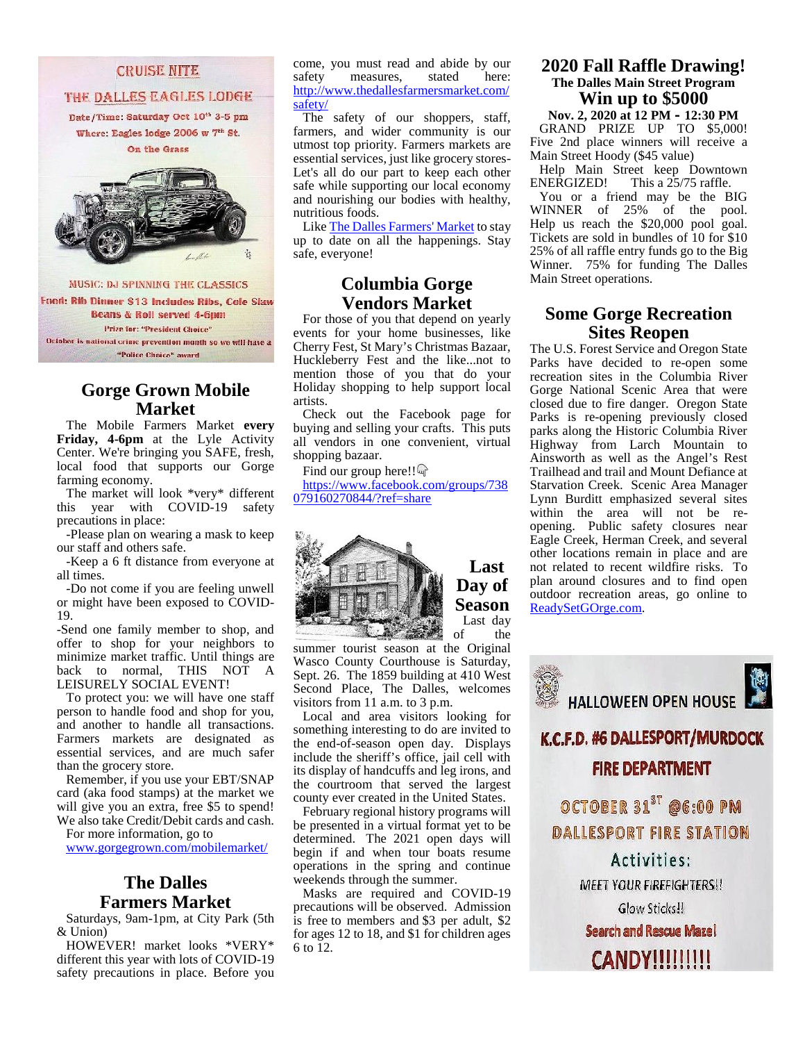CRUISE NITE

THE DALLES EAGLES LODGE

Date/Time: Saturday Oct 10th 3-5 pm

Where: Eagles lodge 2006 w 7th St.

On the Grass

MUSIC: DJ SPINNING THE CLASSICS

Food: Rib Dinner $13 Includes Ribs, Cole Slaw Beans & Roll served 4-6pm

Prize for: "President Choice"

October is national crime prevention month so we will have a "Police Choice" award

## Gorge Grown Mobile Market

The Mobile Farmers Market **every Friday, 4-6pm** at the Lyle Activity Center. We're bringing you SAFE, fresh, local food that supports our Gorge farming economy.

The market will look *very* different this year with COVID-19 safety precautions in place:

-Please plan on wearing a mask to keep our staff and others safe.

-Keep a 6 ft distance from everyone at all times.

-Do not come if you are feeling unwell or might have been exposed to COVID-19.

-Send one family member to shop, and offer to shop for your neighbors to minimize market traffic. Until things are back to normal, THIS NOT A LEISURELY SOCIAL EVENT!

To protect you: we will have one staff person to handle food and shop for you, and another to handle all transactions. Farmers markets are designated as essential services, and are much safer than the grocery store.

Remember, if you use your EBT/SNAP card (aka food stamps) at the market we will give you an extra, free $5 to spend! We also take Credit/Debit cards and cash.

For more information, go to www.gorgegrown.com/mobilemarket/

## The Dalles Farmers Market

Saturdays, 9am-1pm, at City Park (5th & Union)

HOWEVER! market looks *VERY* different this year with lots of COVID-19 safety precautions in place. Before you come, you must read and abide by our safety measures, stated here: http://www.thedallesfarmersmarket.com/safety/

The safety of our shoppers, staff, farmers, and wider community is our utmost top priority. Farmers markets are essential services, just like grocery stores- Let's all do our part to keep each other safe while supporting our local economy and nourishing our bodies with healthy, nutritious foods.

Like The Dalles Farmers' Market to stay up to date on all the happenings. Stay safe, everyone!

## Columbia Gorge Vendors Market

For those of you that depend on yearly events for your home businesses, like Cherry Fest, St Mary's Christmas Bazaar, Huckleberry Fest and the like...not to mention those of you that do your Holiday shopping to help support local artists.

Check out the Facebook page for buying and selling your crafts. This puts all vendors in one convenient, virtual shopping bazaar.

Find our group here!!

https://www.facebook.com/groups/738079160270844/?ref=share

## Last Day of Season

Last day of the summer tourist season at the Original Wasco County Courthouse is Saturday, Sept. 26. The 1859 building at 410 West Second Place, The Dalles, welcomes visitors from 11 a.m. to 3 p.m.

Local and area visitors looking for something interesting to do are invited to the end-of-season open day. Displays include the sheriff's office, jail cell with its display of handcuffs and leg irons, and the courtroom that served the largest county ever created in the United States.

February regional history programs will be presented in a virtual format yet to be determined. The 2021 open days will begin if and when tour boats resume operations in the spring and continue weekends through the summer.

Masks are required and COVID-19 precautions will be observed. Admission is free to members and $3 per adult, $2 for ages 12 to 18, and $1 for children ages 6 to 12.

## 2020 Fall Raffle Drawing!

**The Dalles Main Street Program**

**Win up to $5000**

**Nov. 2, 2020 at 12 PM - 12:30 PM**

GRAND PRIZE UP TO $5,000! Five 2nd place winners will receive a Main Street Hoody ($45 value)

Help Main Street keep Downtown ENERGIZED! This a 25/75 raffle.

You or a friend may be the BIG WINNER of 25% of the pool. Help us reach the $20,000 pool goal. Tickets are sold in bundles of 10 for $10 25% of all raffle entry funds go to the Big Winner. 75% for funding The Dalles Main Street operations.

## Some Gorge Recreation Sites Reopen

The U.S. Forest Service and Oregon State Parks have decided to re-open some recreation sites in the Columbia River Gorge National Scenic Area that were closed due to fire danger. Oregon State Parks is re-opening previously closed parks along the Historic Columbia River Highway from Larch Mountain to Ainsworth as well as the Angel's Rest Trailhead and trail and Mount Defiance at Starvation Creek. Scenic Area Manager Lynn Burditt emphasized several sites within the area will not be re-opening. Public safety closures near Eagle Creek, Herman Creek, and several other locations remain in place and are not related to recent wildfire risks. To plan around closures and to find open outdoor recreation areas, go online to ReadySetGOrge.com.

HALLOWEEN OPEN HOUSE

K.C.F.D. #6 DALLESPORT/MURDOCK FIRE DEPARTMENT

OCTOBER 31ST @6:00 PM

DALLESPORT FIRE STATION

Activities:

MEET YOUR FIREFIGHTERS!!

Glow Sticks!!

Search and Rescue Maze!

CANDY!!!!!!!!!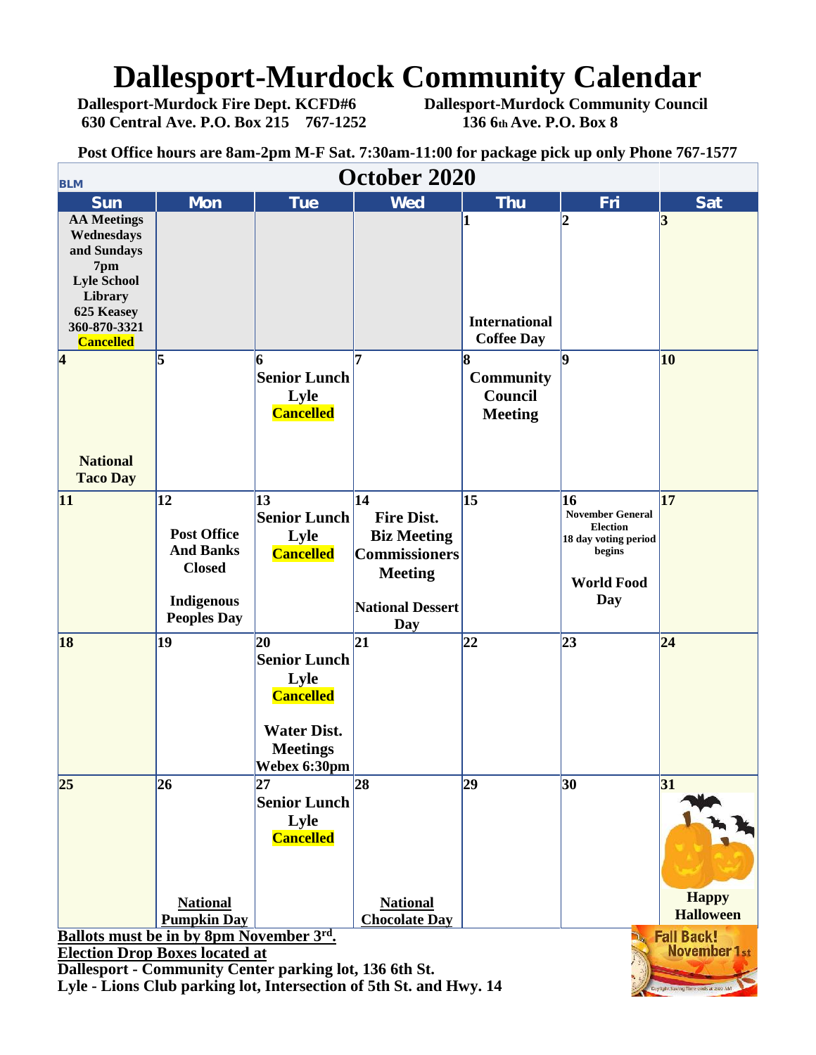# Dallesport-Murdock Community Calendar

**Dallesport-Murdock Fire Dept. KCFD#6**
**630 Central Ave. P.O. Box 215 767-1252**

**Dallesport-Murdock Community Council**
**136 6th Ave. P.O. Box 8**

**Post Office hours are 8am-2pm M-F Sat. 7:30am-11:00 for package pick up only Phone 767-1577**

BLM

## October 2020

| Sun | Mon | Tue | Wed | Thu | Fri | Sat |
|---|---|---|---|---|---|---|
| **AA Meetings Wednesdays and Sundays 7pm Lyle School Library 625 Keasey 360-870-3321 Cancelled** | | | | **1** International Coffee Day | **2** | **3** |
| **4** National Taco Day | **5** | **6** Senior Lunch Lyle Cancelled | **7** | **8** Community Council Meeting | **9** | **10** |
| **11** | **12** Post Office And Banks Closed Indigenous Peoples Day | **13** Senior Lunch Lyle Cancelled | **14** Fire Dist. Biz Meeting Commissioners Meeting National Dessert Day | **15** | **16** November General Election 18 day voting period begins World Food Day | **17** |
| **18** | **19** | **20** Senior Lunch Lyle Cancelled Water Dist. Meetings Webex 6:30pm | **21** | **22** | **23** | **24** |
| **25** | **26** National Pumpkin Day | **27** Senior Lunch Lyle Cancelled | **28** National Chocolate Day | **29** | **30** | **31** Happy Halloween |

**Ballots must be in by 8pm November 3rd.**
**Election Drop Boxes located at**
**Dallesport - Community Center parking lot, 136 6th St.**
**Lyle - Lions Club parking lot, Intersection of 5th St. and Hwy. 14**

Fall Back! November 1st
Daylight Saving Time ends at 2:00 AM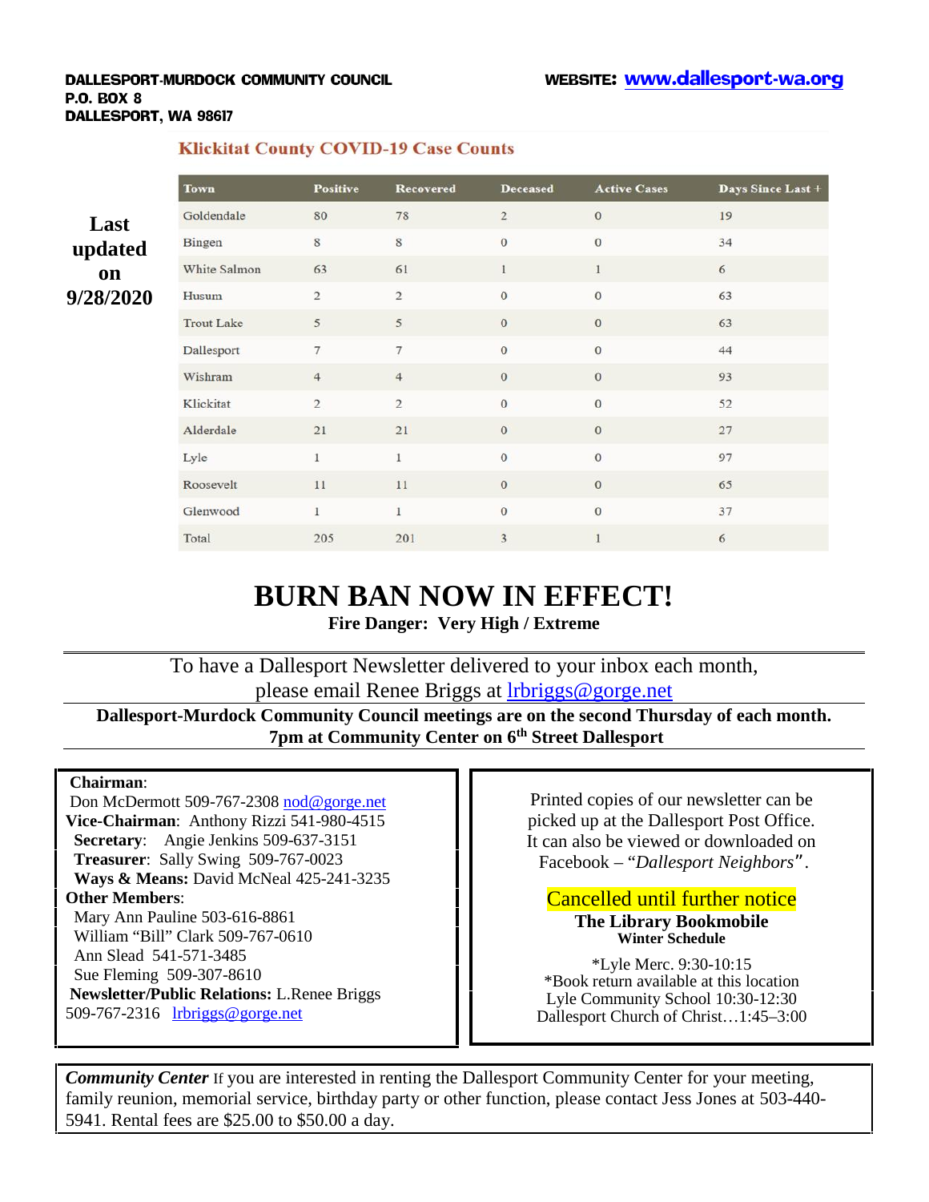**DALLESPORT-MURDOCK COMMUNITY COUNCIL**
**P.O. BOX 8**
**DALLESPORT, WA 98617**

**WEBSITE: www.dallesport-wa.org**

## Klickitat County COVID-19 Case Counts

**Last updated on 9/28/2020**

| Town | Positive | Recovered | Deceased | Active Cases | Days Since Last + |
|---|---|---|---|---|---|
| Goldendale | 80 | 78 | 2 | 0 | 19 |
| Bingen | 8 | 8 | 0 | 0 | 34 |
| White Salmon | 63 | 61 | 1 | 1 | 6 |
| Husum | 2 | 2 | 0 | 0 | 63 |
| Trout Lake | 5 | 5 | 0 | 0 | 63 |
| Dallesport | 7 | 7 | 0 | 0 | 44 |
| Wishram | 4 | 4 | 0 | 0 | 93 |
| Klickitat | 2 | 2 | 0 | 0 | 52 |
| Alderdale | 21 | 21 | 0 | 0 | 27 |
| Lyle | 1 | 1 | 0 | 0 | 97 |
| Roosevelt | 11 | 11 | 0 | 0 | 65 |
| Glenwood | 1 | 1 | 0 | 0 | 37 |
| Total | 205 | 201 | 3 | 1 | 6 |

# BURN BAN NOW IN EFFECT!

**Fire Danger: Very High / Extreme**

To have a Dallesport Newsletter delivered to your inbox each month, please email Renee Briggs at lrbriggs@gorge.net

**Dallesport-Murdock Community Council meetings are on the second Thursday of each month. 7pm at Community Center on 6th Street Dallesport**

**Chairman**:
Don McDermott 509-767-2308 nod@gorge.net
**Vice-Chairman**: Anthony Rizzi 541-980-4515
**Secretary**: Angie Jenkins 509-637-3151
**Treasurer**: Sally Swing 509-767-0023
**Ways & Means:** David McNeal 425-241-3235
**Other Members**:
Mary Ann Pauline 503-616-8861
William "Bill" Clark 509-767-0610
Ann Slead 541-571-3485
Sue Fleming 509-307-8610
**Newsletter/Public Relations:** L.Renee Briggs 509-767-2316 lrbriggs@gorge.net

Printed copies of our newsletter can be picked up at the Dallesport Post Office. It can also be viewed or downloaded on Facebook – "*Dallesport Neighbors*".

Cancelled until further notice

**The Library Bookmobile**
**Winter Schedule**

*Lyle Merc. 9:30-10:15
*Book return available at this location
Lyle Community School 10:30-12:30
Dallesport Church of Christ…1:45–3:00

***Community Center*** If you are interested in renting the Dallesport Community Center for your meeting, family reunion, memorial service, birthday party or other function, please contact Jess Jones at 503-440-5941. Rental fees are $25.00 to $50.00 a day.